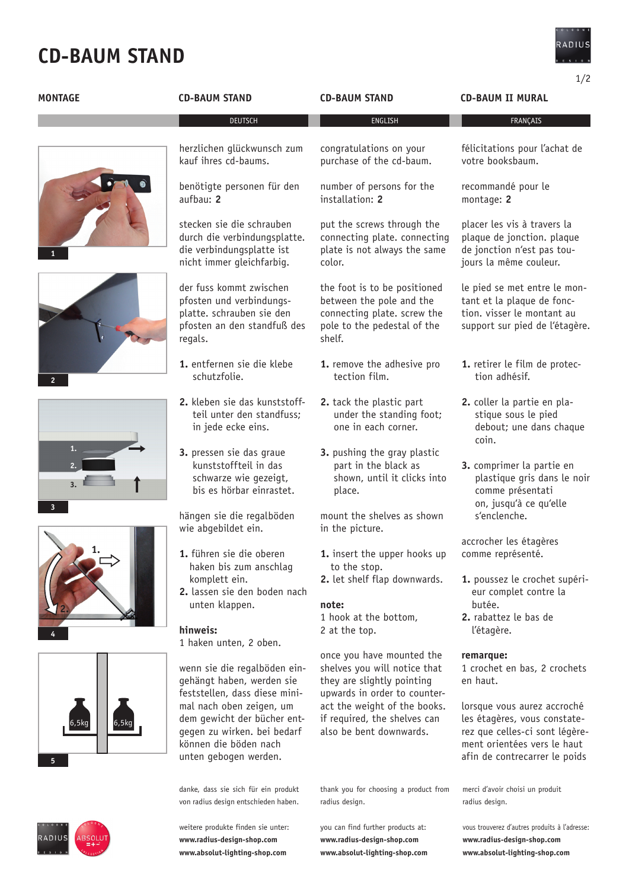# CD-BAUM STAND

## MONTAGE

1

2

1. 2. 3.

3

1. 2.

4

6,5kg 6,5kg

5

## CD-BAUM STAND

DEUTSCH

herzlichen glückwunsch zum kauf ihres cd-baums.

benötigte personen für den aufbau: **2**

stecken sie die schrauben durch die verbindungsplatte. die verbindungsplatte ist nicht immer gleichfarbig.

der fuss kommt zwischen pfosten und verbindungsplatte. schrauben sie den pfosten an den standfuß des regals.

**1.** entfernen sie die klebe schutzfolie.

**2.** kleben sie das kunststoffteil unter den standfuss; in jede ecke eins.

**3.** pressen sie das graue kunststoffteil in das schwarze wie gezeigt, bis es hörbar einrastet.

hängen sie die regalböden wie abgebildet ein.

**1.** führen sie die oberen haken bis zum anschlag komplett ein.
**2.** lassen sie den boden nach unten klappen.

**hinweis:**
1 haken unten, 2 oben.

wenn sie die regalböden eingehängt haben, werden sie feststellen, dass diese minimal nach oben zeigen, um dem gewicht der bücher entgegen zu wirken. bei bedarf können die böden nach unten gebogen werden.

danke, dass sie sich für ein produkt von radius design entschieden haben.

weitere produkte finden sie unter:
**www.radius-design-shop.com**
**www.absolut-lighting-shop.com**

## CD-BAUM STAND

ENGLISH

congratulations on your purchase of the cd-baum.

number of persons for the installation: **2**

put the screws through the connecting plate. connecting plate is not always the same color.

the foot is to be positioned between the pole and the connecting plate. screw the pole to the pedestal of the shelf.

**1.** remove the adhesive pro tection film.

**2.** tack the plastic part under the standing foot; one in each corner.

**3.** pushing the gray plastic part in the black as shown, until it clicks into place.

mount the shelves as shown in the picture.

**1.** insert the upper hooks up to the stop.
**2.** let shelf flap downwards.

**note:**
1 hook at the bottom,
2 at the top.

once you have mounted the shelves you will notice that they are slightly pointing upwards in order to counteract the weight of the books. if required, the shelves can also be bent downwards.

thank you for choosing a product from radius design.

you can find further products at:
**www.radius-design-shop.com**
**www.absolut-lighting-shop.com**

## CD-BAUM II MURAL

FRANÇAIS

félicitations pour l'achat de votre booksbaum.

recommandé pour le montage: **2**

placer les vis à travers la plaque de jonction. plaque de jonction n'est pas toujours la même couleur.

le pied se met entre le montant et la plaque de fonction. visser le montant au support sur pied de l'étagère.

**1.** retirer le film de protection adhésif.

**2.** coller la partie en plastique sous le pied debout; une dans chaque coin.

**3.** comprimer la partie en plastique gris dans le noir comme présentati on, jusqu'à ce qu'elle s'enclenche.

accrocher les étagères comme représenté.

**1.** poussez le crochet supérieur complet contre la butée.
**2.** rabattez le bas de l'étagère.

**remarque:**
1 crochet en bas, 2 crochets en haut.

lorsque vous aurez accroché les étagères, vous constaterez que celles-ci sont légèrement orientées vers le haut afin de contrecarrer le poids

merci d'avoir choisi un produit radius design.

vous trouverez d'autres produits à l'adresse:
**www.radius-design-shop.com**
**www.absolut-lighting-shop.com**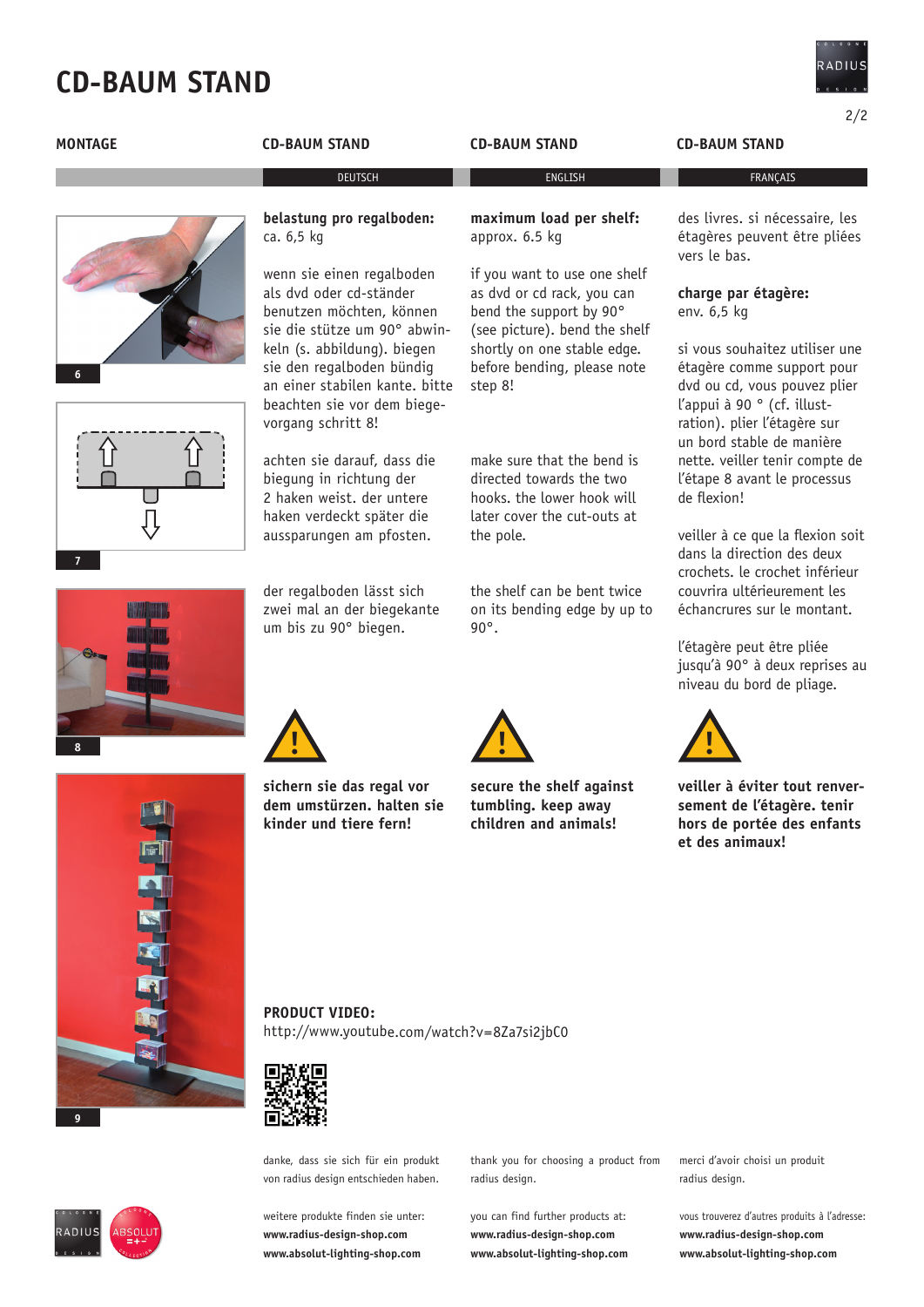# CD-BAUM STAND

MONTAGE

6

7

8

9

## CD-BAUM STAND

DEUTSCH

**belastung pro regalboden:**
ca. 6,5 kg

wenn sie einen regalboden als dvd oder cd-ständer benutzen möchten, können sie die stütze um 90° abwinkeln (s. abbildung). biegen sie den regalboden bündig an einer stabilen kante. bitte beachten sie vor dem biegevorgang schritt 8!

achten sie darauf, dass die biegung in richtung der 2 haken weist. der untere haken verdeckt später die aussparungen am pfosten.

der regalboden lässt sich zwei mal an der biegekante um bis zu 90° biegen.

**sichern sie das regal vor dem umstürzen. halten sie kinder und tiere fern!**

## CD-BAUM STAND

ENGLISH

**maximum load per shelf:**
approx. 6.5 kg

if you want to use one shelf as dvd or cd rack, you can bend the support by 90° (see picture). bend the shelf shortly on one stable edge. before bending, please note step 8!

make sure that the bend is directed towards the two hooks. the lower hook will later cover the cut-outs at the pole.

the shelf can be bent twice on its bending edge by up to 90°.

**secure the shelf against tumbling. keep away children and animals!**

## CD-BAUM STAND

FRANÇAIS

des livres. si nécessaire, les étagères peuvent être pliées vers le bas.

**charge par étagère:**
env. 6,5 kg

si vous souhaitez utiliser une étagère comme support pour dvd ou cd, vous pouvez plier l'appui à 90 ° (cf. illustration). plier l'étagère sur un bord stable de manière nette. veiller tenir compte de l'étape 8 avant le processus de flexion!

veiller à ce que la flexion soit dans la direction des deux crochets. le crochet inférieur couvrira ultérieurement les échancrures sur le montant.

l'étagère peut être pliée jusqu'à 90° à deux reprises au niveau du bord de pliage.

**veiller à éviter tout renversement de l'étagère. tenir hors de portée des enfants et des animaux!**

**PRODUCT VIDEO:**
http://www.youtube.com/watch?v=8Za7si2jbC0

danke, dass sie sich für ein produkt von radius design entschieden haben.

weitere produkte finden sie unter:
**www.radius-design-shop.com**
**www.absolut-lighting-shop.com**

thank you for choosing a product from radius design.

you can find further products at:
**www.radius-design-shop.com**
**www.absolut-lighting-shop.com**

merci d'avoir choisi un produit radius design.

vous trouverez d'autres produits à l'adresse:
**www.radius-design-shop.com**
**www.absolut-lighting-shop.com**